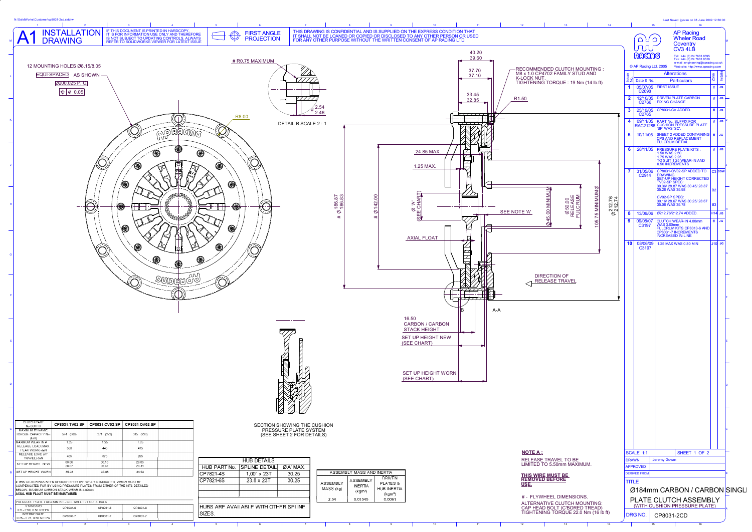# A1 INSTALLATION DRAWING

IF THIS DOCUMENT IS PRINTED IN HARDCOPY, IT IS FOR INFORMATION USE ONLY AND THEREFORE IS NOT SUBJECT TO UPDATING CONTROLS. ALWAYS REFER TO SOLIDWORKS VIEWER FOR LATEST ISSUE

FIRST ANGLE PROJECTION

THIS DRAWING IS CONFIDENTIAL AND IS SUPPLIED ON THE EXPRESS CONDITION THAT IT SHALL NOT BE LOANED OR COPIED OR DISCLOSED TO ANY OTHER PERSON OR USED FOR ANY OTHER PURPOSE WITHOUT THE WRITTEN CONSENT OF AP RACING LTD.

12 MOUNTING HOLES Ø8.15/8.05
EQUI-SPACED AS SHOWN
Ø200.025 P. C.
⌖ Ø 0.05

# R0.75 MAXIMUM
2.54
2.46
R8.00
DETAIL B SCALE 2 : 1

40.20
39.60
37.70
37.10
33.45
32.85
R1.50

RECOMMENDED CLUTCH MOUNTING :
M8 x 1.0 CP4702 FAMILY STUD AND K-LOCK NUT.
TIGHTENING TORQUE : 19 Nm (14 lb.ft)

24.85 MAX.
1.25 MAX.
# Ø 186.87 / 186.83
# Ø142.00
Ø 'A' (SEE CHART)
Ø45.00 MINIMUM
Ø50.00 RELEASE FULCRUM
105.75 MINIMUM Ø
Ø 212.76 / 212.74
SEE NOTE 'A'
AXIAL FLOAT
DIRECTION OF RELEASE TRAVEL
B
A-A

16.50
CARBON / CARBON STACK HEIGHT
SET UP HEIGHT NEW (SEE CHART)
SET UP HEIGHT WORN (SEE CHART)

SECTION SHOWING THE CUSHION PRESSURE PLATE SYSTEM
(SEE SHEET 2 FOR DETAILS)

| CLUTCH PART No. SUFFIX | CP8031-TV02-SP | CP8031-CV02-SP | CP8031-OV02-SP |
|---|---|---|---|
| MAXIMUM DYNAMIC TORQUE CAPACITY Nm (lb/ft) | 524 (386) | 371 (273) | 315 (232) |
| MAXIMUM WEAR IN # | 1.25 | 1.25 | 1.25 |
| RELEASE LOAD (MAX PEAK WORN) daN | 560 | 445 | 415 |
| RELEASE LOAD (AT TRAVEL) daN | 405 | 370 | 280 |
| SET UP HEIGHT NEW | 30.30 / 28.87 | 30.10 / 28.67 | 29.80 / 28.44 |
| SET UP HEIGHT WORN | 35.28 | 35.08 | 34.53 |

# THIS CLUTCH HAS BEEN DESIGNED FOR THE WEAR IN INDICATED WHICH MUST BE COMPENSATED FOR BY USING PRESSURE PLATES FROM EITHER OF THE KITS DETAILED BELOW. MAXIMUM CARBON STACK WEAR IS 4.00mm
AXIAL HUB FLOAT MUST BE MAINTAINED

| PRESSURE PLATE FULCRUM KIT - SEE SHEET 2 FOR DETAILS | | | |
|---|---|---|---|
| STANDARD 0.5 - 2.50, 0.50 STEPS | CP8031-6 | CP8031-6 | CP8031-6 |
| INTERMEDIATE 0.75 - 2.75, 0.50 STEPS | CP8031-7 | CP8031-7 | CP8031-7 |

| HUB DETAILS | | |
|---|---|---|
| HUB PART No. | SPLINE DETAIL | Ø'A' MAX. |
| CP7821-4S | 1.00" x 23T | 30.25 |
| CP7821-6S | 23.8 x 23T | 30.25 |

HUBS ARE AVAILABLE WITH OTHER SPLINE SIZES.

| ASSEMBLY MASS AND INERTIA | | |
|---|---|---|
| ASSEMBLY MASS (kg) | ASSEMBLY INERTIA (kgm²) | DRIVEN PLATES & HUB INERTIA (kgm²) |
| 2.54 | 0.01545 | 0.0081 |

**NOTE A :**
RELEASE TRAVEL TO BE LIMITED TO 5.50mm MAXIMUM.

**THIS WIRE MUST BE REMOVED BEFORE USE.**

# - FLYWHEEL DIMENSIONS.

ALTERNATIVE CLUTCH MOUNTING:
CAP HEAD BOLT (C'BORED TREAD)
TIGHTENING TORQUE 22.0 Nm (16 lb ft)

AP Racing
Wheler Road
Coventry
CV3 4LB
Tel: +44 (0) 24 7663 9595
Fax: +44 (0) 24 7663 9559
e-mail: engineering@apracing.co.uk
Web site: http://www.apracing.com
© AP Racing Ltd. 2005

| Issue No. | Date & No. | Alterations / Particulars | Zone | Initials |
|---|---|---|---|---|
| 1 | 05/07/05 C2698 | FIRST ISSUE | # | JG |
| 2 | 12/10/05 C2766 | DRIVEN PLATE CARBON FIXING CHANGE | # | JG |
| 3 | 25/10/05 C2765 | CP8031-CV ADDED. | # | JG |
| 4 | 09/11/05 RAC21286 | PART No. SUFFIX FOR CUSHION PRESSURE PLATE 'SP' WAS 'SC'. | # | JG |
| 5 | 10/11/05 | SHEET 2 ADDED CONTAINING CPS AND REPLACEMENT FULCRUM DETAIL | # | JG |
| 6 | 28/11/05 | PRESSURE PLATE KITS : 1.50 WAS 2.50 1.75 WAS 2.25 TO SUIT 1.25 WEAR-IN AND 0.50 INCREMENTS | # | JG |
| 7 | 31/05/06 C2914 | CP8031-OV02-SP ADDED TO DRAWING SET-UP HEIGHT CORRECTED TV02-SP SPEC: 30.30/ 28.87 WAS 30.45/ 28.87 35.28 WAS 35.98 CV02-SP SPEC: 30.10/ 28.67 WAS 30.25/ 28.67 35.08 WAS 35.78 | C3 B2 B3 | SDW |
| 8 | 13/09/06 | Ø212.76/212.74 ADDED. | H14 | JG |
| 9 | 09/08/07 C3197 | CLUTCH WEAR-IN 4.00mm WAS 3.00mm FULCRUM KITS CP8013-6 AND CP8031-7 INCREMENTS INCREASED IN-LINE | # | JG |
| 10 | 08/06/09 C3197 | 1.25 MAX WAS 0.80 MIN | J10 | JG |

SCALE 1:1 | SHEET 1 OF 2
DRAWN: Jeremy Govan
APPROVED
DERIVED FROM

TITLE
Ø184mm CARBON / CARBON SINGLE PLATE CLUTCH ASSEMBLY
(WITH CUSHION PRESSURE PLATE)

DRG NO. CP8031-2CD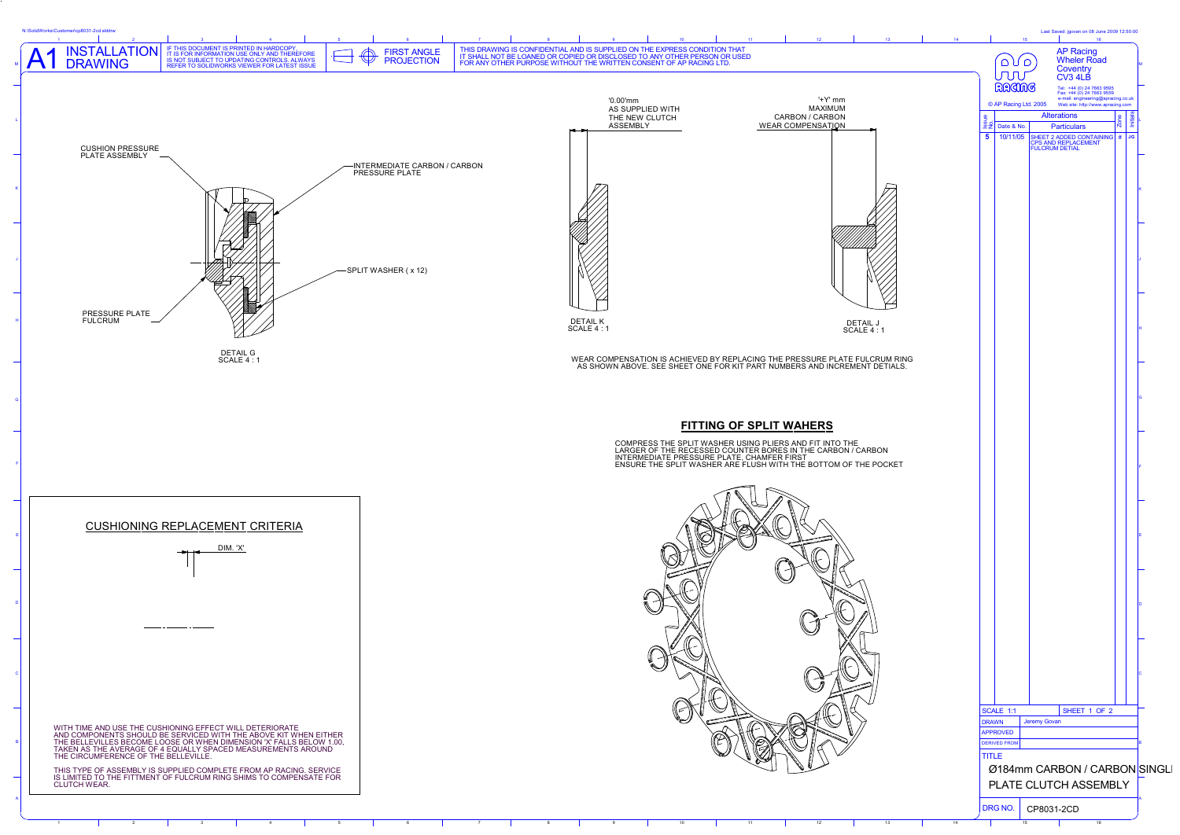# A1 INSTALLATION DRAWING

IF THIS DOCUMENT IS PRINTED IN HARDCOPY, IT IS FOR INFORMATION USE ONLY AND THEREFORE IS NOT SUBJECT TO UPDATING CONTROLS. ALWAYS REFER TO SOLIDWORKS VIEWER FOR LATEST ISSUE

FIRST ANGLE PROJECTION

THIS DRAWING IS CONFIDENTIAL AND IS SUPPLIED ON THE EXPRESS CONDITION THAT IT SHALL NOT BE LOANED OR COPIED OR DISCLOSED TO ANY OTHER PERSON OR USED FOR ANY OTHER PURPOSE WITHOUT THE WRITTEN CONSENT OF AP RACING LTD.

CUSHION PRESSURE PLATE ASSEMBLY

INTERMEDIATE CARBON / CARBON PRESSURE PLATE

SPLIT WASHER ( x 12)

PRESSURE PLATE FULCRUM

DETAIL G
SCALE 4 : 1

'0.00'mm AS SUPPLIED WITH THE NEW CLUTCH ASSEMBLY

DETAIL K
SCALE 4 : 1

'+Y' mm MAXIMUM CARBON / CARBON WEAR COMPENSATION

DETAIL J
SCALE 4 : 1

WEAR COMPENSATION IS ACHIEVED BY REPLACING THE PRESSURE PLATE FULCRUM RING AS SHOWN ABOVE. SEE SHEET ONE FOR KIT PART NUMBERS AND INCREMENT DETIALS.

## FITTING OF SPLIT WAHERS

COMPRESS THE SPLIT WASHER USING PLIERS AND FIT INTO THE LARGER OF THE RECESSED COUNTER BORES IN THE CARBON / CARBON INTERMEDIATE PRESSURE PLATE, CHAMFER FIRST
ENSURE THE SPLIT WASHER ARE FLUSH WITH THE BOTTOM OF THE POCKET

## CUSHIONING REPLACEMENT CRITERIA

DIM. 'X'

WITH TIME AND USE THE CUSHIONING EFFECT WILL DETERIORATE AND COMPONENTS SHOULD BE SERVICED WITH THE ABOVE KIT WHEN EITHER THE BELLEVILLES BECOME LOOSE OR WHEN DIMENSION 'X' FALLS BELOW 1.00, TAKEN AS THE AVERAGE OF 4 EQUALLY SPACED MEASUREMENTS AROUND THE CIRCUMFERENCE OF THE BELLEVILLE.

THIS TYPE OF ASSEMBLY IS SUPPLIED COMPLETE FROM AP RACING. SERVICE IS LIMITED TO THE FITTMENT OF FULCRUM RING SHIMS TO COMPENSATE FOR CLUTCH WEAR.

AP Racing
Wheler Road
Coventry
CV3 4LB

Tel: +44 (0) 24 7663 9595
Fax: +44 (0) 24 7663 9559
e-mail: engineering@apracing.co.uk
Web site: http://www.apracing.com

© AP Racing Ltd. 2005

| Issue No. | Date & No. | Particulars (Alterations) | Zone | Initials |
|---|---|---|---|---|
| 5 | 10/11/05 | SHEET 2 ADDED CONTAINING CPS AND REPLACEMENT FULCRUM DETIAL | # | JG |

| | |
|---|---|
| SCALE 1:1 | SHEET 1 OF 2 |
| DRAWN | Jeremy Govan |
| APPROVED | |
| DERIVED FROM | |

TITLE: Ø184mm CARBON / CARBON SINGLE PLATE CLUTCH ASSEMBLY

DRG NO. CP8031-2CD